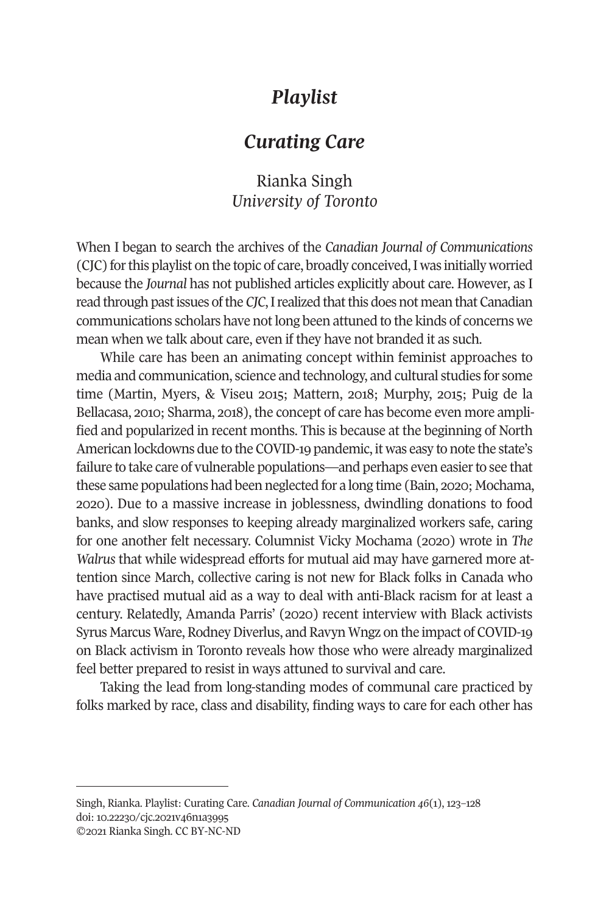# *Playlist*

## *Curating Care*

Rianka Singh
*University of Toronto*

When I began to search the archives of the *Canadian Journal of Communications* (CJC) for this playlist on the topic of care, broadly conceived, I was initially worried because the *Journal* has not published articles explicitly about care. However, as I read through past issues of the *CJC*, I realized that this does not mean that Canadian communications scholars have not long been attuned to the kinds of concerns we mean when we talk about care, even if they have not branded it as such.

While care has been an animating concept within feminist approaches to media and communication, science and technology, and cultural studies for some time (Martin, Myers, & Viseu 2015; Mattern, 2018; Murphy, 2015; Puig de la Bellacasa, 2010; Sharma, 2018), the concept of care has become even more amplified and popularized in recent months. This is because at the beginning of North American lockdowns due to the COVID-19 pandemic, it was easy to note the state's failure to take care of vulnerable populations—and perhaps even easier to see that these same populations had been neglected for a long time (Bain, 2020; Mochama, 2020). Due to a massive increase in joblessness, dwindling donations to food banks, and slow responses to keeping already marginalized workers safe, caring for one another felt necessary. Columnist Vicky Mochama (2020) wrote in *The Walrus* that while widespread efforts for mutual aid may have garnered more attention since March, collective caring is not new for Black folks in Canada who have practised mutual aid as a way to deal with anti-Black racism for at least a century. Relatedly, Amanda Parris' (2020) recent interview with Black activists Syrus Marcus Ware, Rodney Diverlus, and Ravyn Wngz on the impact of COVID-19 on Black activism in Toronto reveals how those who were already marginalized feel better prepared to resist in ways attuned to survival and care.

Taking the lead from long-standing modes of communal care practiced by folks marked by race, class and disability, finding ways to care for each other has

---

Singh, Rianka. Playlist: Curating Care. *Canadian Journal of Communication 46*(1), 123–128
doi: 10.22230/cjc.2021v46n1a3995
©2021 Rianka Singh. CC BY-NC-ND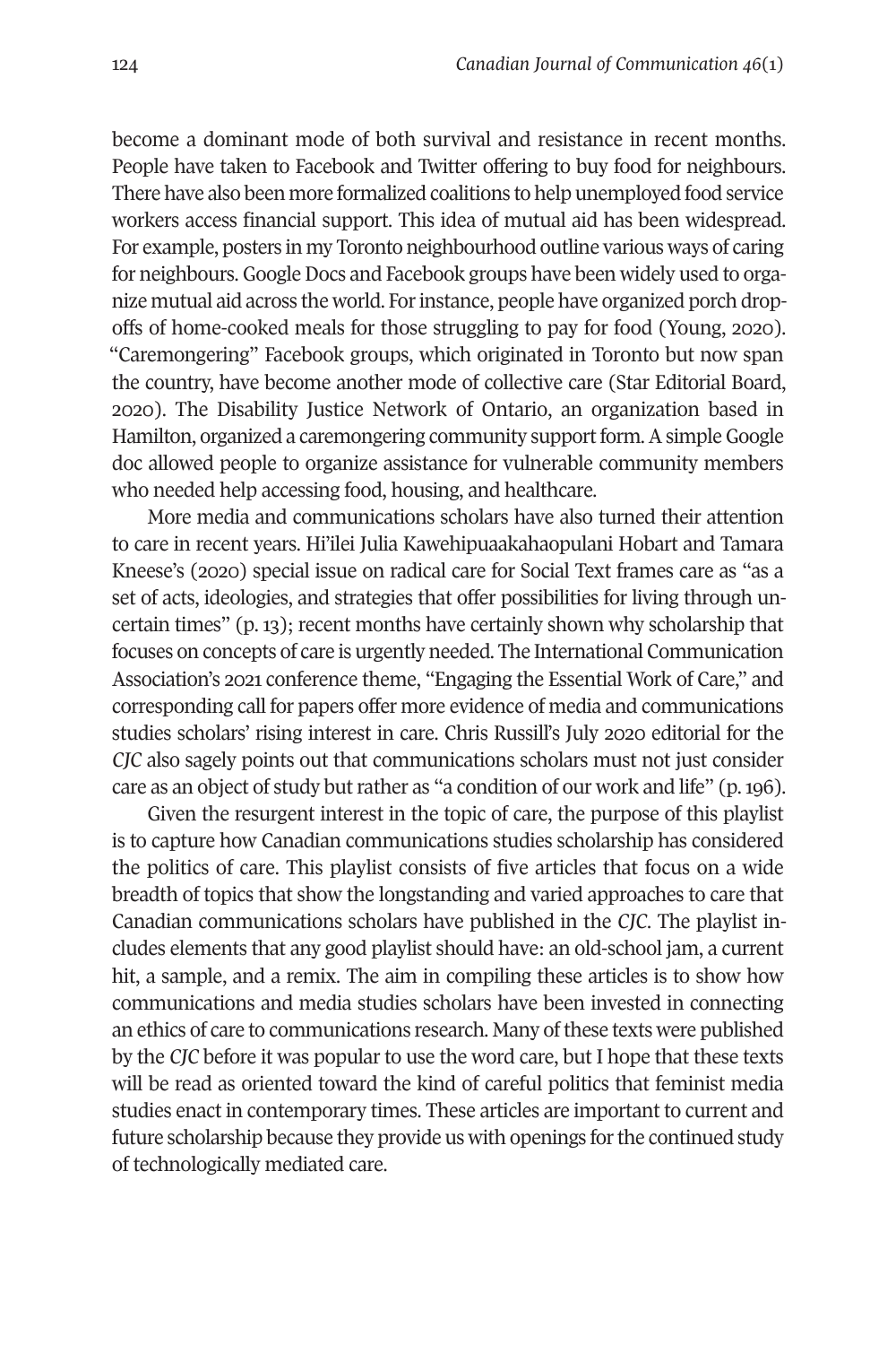become a dominant mode of both survival and resistance in recent months. People have taken to Facebook and Twitter offering to buy food for neighbours. There have also been more formalized coalitions to help unemployed food service workers access financial support. This idea of mutual aid has been widespread. For example, posters in my Toronto neighbourhood outline various ways of caring for neighbours. Google Docs and Facebook groups have been widely used to organize mutual aid across the world. For instance, people have organized porch drop-offs of home-cooked meals for those struggling to pay for food (Young, 2020). "Caremongering" Facebook groups, which originated in Toronto but now span the country, have become another mode of collective care (Star Editorial Board, 2020). The Disability Justice Network of Ontario, an organization based in Hamilton, organized a caremongering community support form. A simple Google doc allowed people to organize assistance for vulnerable community members who needed help accessing food, housing, and healthcare.

More media and communications scholars have also turned their attention to care in recent years. Hi'ilei Julia Kawehipuaakahaopulani Hobart and Tamara Kneese's (2020) special issue on radical care for Social Text frames care as "as a set of acts, ideologies, and strategies that offer possibilities for living through uncertain times" (p. 13); recent months have certainly shown why scholarship that focuses on concepts of care is urgently needed. The International Communication Association's 2021 conference theme, "Engaging the Essential Work of Care," and corresponding call for papers offer more evidence of media and communications studies scholars' rising interest in care. Chris Russill's July 2020 editorial for the *CJC* also sagely points out that communications scholars must not just consider care as an object of study but rather as "a condition of our work and life" (p. 196).

Given the resurgent interest in the topic of care, the purpose of this playlist is to capture how Canadian communications studies scholarship has considered the politics of care. This playlist consists of five articles that focus on a wide breadth of topics that show the longstanding and varied approaches to care that Canadian communications scholars have published in the *CJC*. The playlist includes elements that any good playlist should have: an old-school jam, a current hit, a sample, and a remix. The aim in compiling these articles is to show how communications and media studies scholars have been invested in connecting an ethics of care to communications research. Many of these texts were published by the *CJC* before it was popular to use the word care, but I hope that these texts will be read as oriented toward the kind of careful politics that feminist media studies enact in contemporary times. These articles are important to current and future scholarship because they provide us with openings for the continued study of technologically mediated care.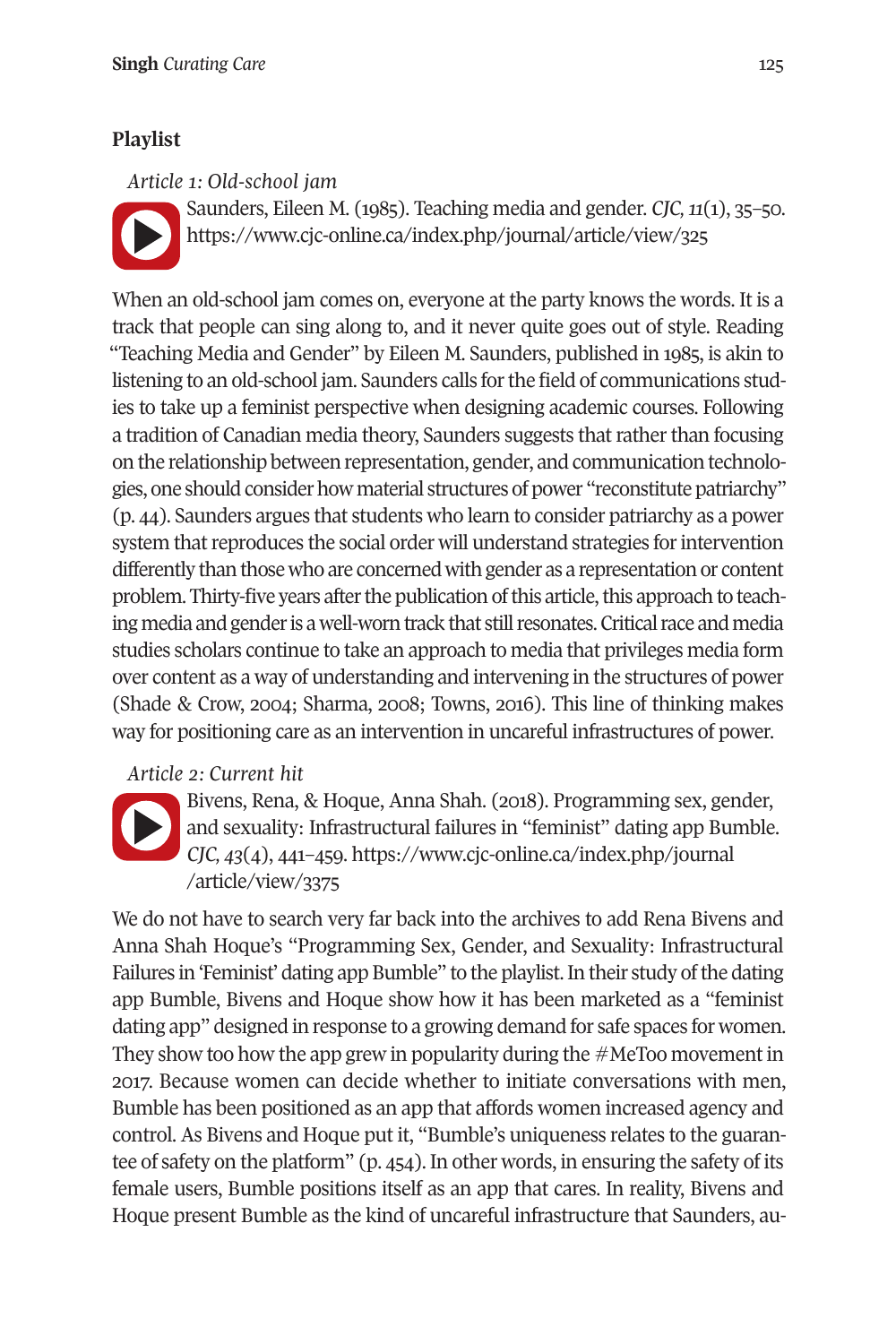## Playlist

*Article 1: Old-school jam*

Saunders, Eileen M. (1985). Teaching media and gender. *CJC, 11*(1), 35–50. https://www.cjc-online.ca/index.php/journal/article/view/325

When an old-school jam comes on, everyone at the party knows the words. It is a track that people can sing along to, and it never quite goes out of style. Reading "Teaching Media and Gender" by Eileen M. Saunders, published in 1985, is akin to listening to an old-school jam. Saunders calls for the field of communications studies to take up a feminist perspective when designing academic courses. Following a tradition of Canadian media theory, Saunders suggests that rather than focusing on the relationship between representation, gender, and communication technologies, one should consider how material structures of power "reconstitute patriarchy" (p. 44). Saunders argues that students who learn to consider patriarchy as a power system that reproduces the social order will understand strategies for intervention differently than those who are concerned with gender as a representation or content problem. Thirty-five years after the publication of this article, this approach to teaching media and gender is a well-worn track that still resonates. Critical race and media studies scholars continue to take an approach to media that privileges media form over content as a way of understanding and intervening in the structures of power (Shade & Crow, 2004; Sharma, 2008; Towns, 2016). This line of thinking makes way for positioning care as an intervention in uncareful infrastructures of power.

*Article 2: Current hit*

Bivens, Rena, & Hoque, Anna Shah. (2018). Programming sex, gender, and sexuality: Infrastructural failures in "feminist" dating app Bumble. *CJC, 43*(4), 441–459. https://www.cjc-online.ca/index.php/journal/article/view/3375

We do not have to search very far back into the archives to add Rena Bivens and Anna Shah Hoque's "Programming Sex, Gender, and Sexuality: Infrastructural Failures in 'Feminist' dating app Bumble" to the playlist. In their study of the dating app Bumble, Bivens and Hoque show how it has been marketed as a "feminist dating app" designed in response to a growing demand for safe spaces for women. They show too how the app grew in popularity during the #MeToo movement in 2017. Because women can decide whether to initiate conversations with men, Bumble has been positioned as an app that affords women increased agency and control. As Bivens and Hoque put it, "Bumble's uniqueness relates to the guarantee of safety on the platform" (p. 454). In other words, in ensuring the safety of its female users, Bumble positions itself as an app that cares. In reality, Bivens and Hoque present Bumble as the kind of uncareful infrastructure that Saunders, au-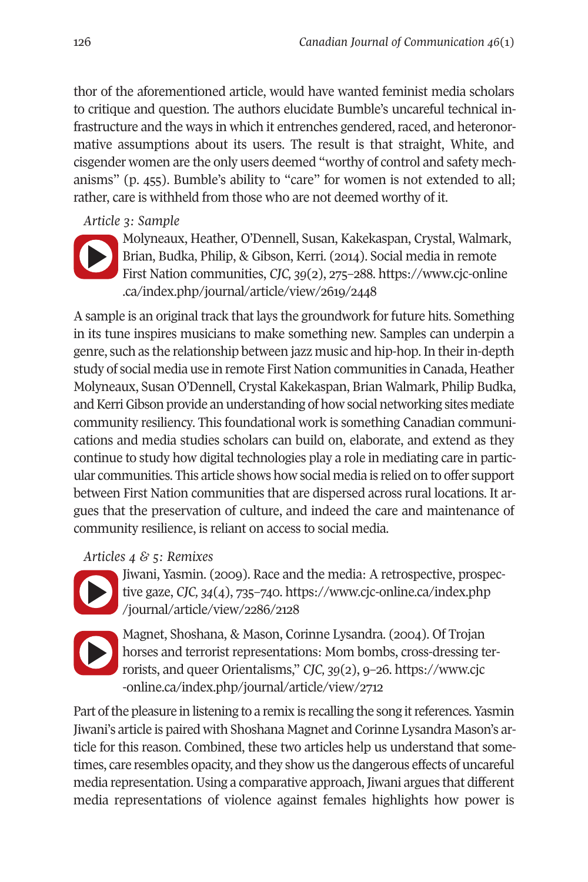thor of the aforementioned article, would have wanted feminist media scholars to critique and question. The authors elucidate Bumble's uncareful technical infrastructure and the ways in which it entrenches gendered, raced, and heteronormative assumptions about its users. The result is that straight, White, and cisgender women are the only users deemed "worthy of control and safety mechanisms" (p. 455). Bumble's ability to "care" for women is not extended to all; rather, care is withheld from those who are not deemed worthy of it.

*Article 3: Sample*

Molyneaux, Heather, O'Dennell, Susan, Kakekaspan, Crystal, Walmark, Brian, Budka, Philip, & Gibson, Kerri. (2014). Social media in remote First Nation communities, *CJC,* 39(2), 275–288. https://www.cjc-online.ca/index.php/journal/article/view/2619/2448

A sample is an original track that lays the groundwork for future hits. Something in its tune inspires musicians to make something new. Samples can underpin a genre, such as the relationship between jazz music and hip-hop. In their in-depth study of social media use in remote First Nation communities in Canada, Heather Molyneaux, Susan O'Dennell, Crystal Kakekaspan, Brian Walmark, Philip Budka, and Kerri Gibson provide an understanding of how social networking sites mediate community resiliency. This foundational work is something Canadian communications and media studies scholars can build on, elaborate, and extend as they continue to study how digital technologies play a role in mediating care in particular communities. This article shows how social media is relied on to offer support between First Nation communities that are dispersed across rural locations. It argues that the preservation of culture, and indeed the care and maintenance of community resilience, is reliant on access to social media.

*Articles 4 & 5: Remixes*

Jiwani, Yasmin. (2009). Race and the media: A retrospective, prospective gaze, *CJC,* 34(4), 735–740. https://www.cjc-online.ca/index.php/journal/article/view/2286/2128

Magnet, Shoshana, & Mason, Corinne Lysandra. (2004). Of Trojan horses and terrorist representations: Mom bombs, cross-dressing terrorists, and queer Orientalisms," *CJC,* 39(2), 9–26. https://www.cjc-online.ca/index.php/journal/article/view/2712

Part of the pleasure in listening to a remix is recalling the song it references. Yasmin Jiwani's article is paired with Shoshana Magnet and Corinne Lysandra Mason's article for this reason. Combined, these two articles help us understand that sometimes, care resembles opacity, and they show us the dangerous effects of uncareful media representation. Using a comparative approach, Jiwani argues that different media representations of violence against females highlights how power is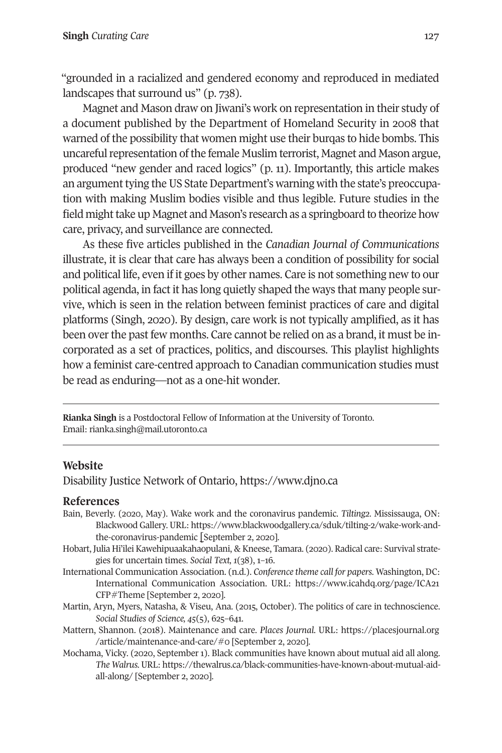"grounded in a racialized and gendered economy and reproduced in mediated landscapes that surround us" (p. 738).

Magnet and Mason draw on Jiwani's work on representation in their study of a document published by the Department of Homeland Security in 2008 that warned of the possibility that women might use their burqas to hide bombs. This uncareful representation of the female Muslim terrorist, Magnet and Mason argue, produced "new gender and raced logics" (p. 11). Importantly, this article makes an argument tying the US State Department's warning with the state's preoccupation with making Muslim bodies visible and thus legible. Future studies in the field might take up Magnet and Mason's research as a springboard to theorize how care, privacy, and surveillance are connected.

As these five articles published in the *Canadian Journal of Communications* illustrate, it is clear that care has always been a condition of possibility for social and political life, even if it goes by other names. Care is not something new to our political agenda, in fact it has long quietly shaped the ways that many people survive, which is seen in the relation between feminist practices of care and digital platforms (Singh, 2020). By design, care work is not typically amplified, as it has been over the past few months. Care cannot be relied on as a brand, it must be incorporated as a set of practices, politics, and discourses. This playlist highlights how a feminist care-centred approach to Canadian communication studies must be read as enduring—not as a one-hit wonder.

---

**Rianka Singh** is a Postdoctoral Fellow of Information at the University of Toronto. Email: rianka.singh@mail.utoronto.ca

---

## Website

Disability Justice Network of Ontario, https://www.djno.ca

## References

Bain, Beverly. (2020, May). Wake work and the coronavirus pandemic. *Tilting2*. Mississauga, ON: Blackwood Gallery. URL: https://www.blackwoodgallery.ca/sduk/tilting-2/wake-work-and-the-coronavirus-pandemic [September 2, 2020].

Hobart, Julia Hi'ilei Kawehipuaakahaopulani, & Kneese, Tamara. (2020). Radical care: Survival strategies for uncertain times. *Social Text, 1*(38), 1–16.

International Communication Association. (n.d.). *Conference theme call for papers*. Washington, DC: International Communication Association. URL: https://www.icahdq.org/page/ICA21 CFP#Theme [September 2, 2020].

Martin, Aryn, Myers, Natasha, & Viseu, Ana. (2015, October). The politics of care in technoscience. *Social Studies of Science, 45*(5), 625–641.

Mattern, Shannon. (2018). Maintenance and care. *Places Journal*. URL: https://placesjournal.org /article/maintenance-and-care/#0 [September 2, 2020].

Mochama, Vicky. (2020, September 1). Black communities have known about mutual aid all along. *The Walrus*. URL: https://thewalrus.ca/black-communities-have-known-about-mutual-aid-all-along/ [September 2, 2020].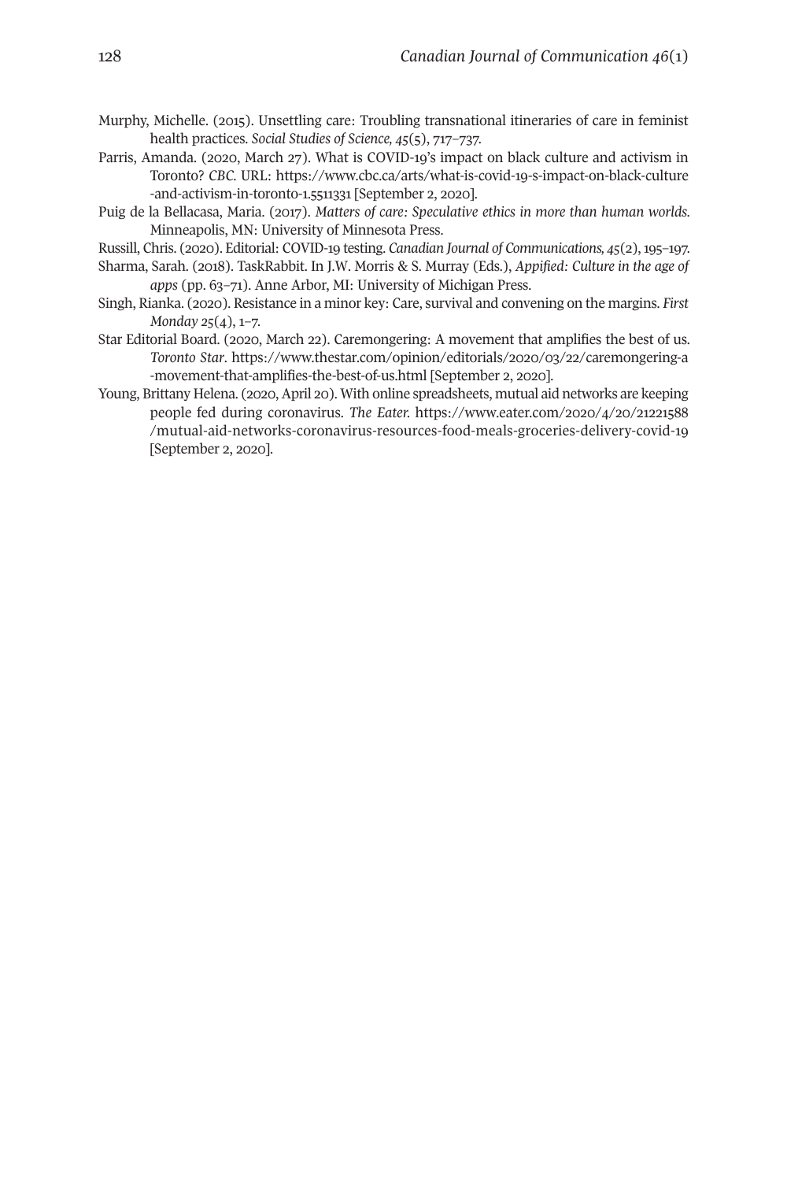Murphy, Michelle. (2015). Unsettling care: Troubling transnational itineraries of care in feminist health practices. *Social Studies of Science, 45*(5), 717–737.

Parris, Amanda. (2020, March 27). What is COVID-19's impact on black culture and activism in Toronto? *CBC*. URL: https://www.cbc.ca/arts/what-is-covid-19-s-impact-on-black-culture-and-activism-in-toronto-1.5511331 [September 2, 2020].

Puig de la Bellacasa, Maria. (2017). *Matters of care: Speculative ethics in more than human worlds.* Minneapolis, MN: University of Minnesota Press.

Russill, Chris. (2020). Editorial: COVID-19 testing. *Canadian Journal of Communications, 45*(2), 195–197.

Sharma, Sarah. (2018). TaskRabbit. In J.W. Morris & S. Murray (Eds.), *Appified: Culture in the age of apps* (pp. 63–71). Anne Arbor, MI: University of Michigan Press.

Singh, Rianka. (2020). Resistance in a minor key: Care, survival and convening on the margins. *First Monday 25*(4), 1–7.

Star Editorial Board. (2020, March 22). Caremongering: A movement that amplifies the best of us. *Toronto Star*. https://www.thestar.com/opinion/editorials/2020/03/22/caremongering-a-movement-that-amplifies-the-best-of-us.html [September 2, 2020].

Young, Brittany Helena. (2020, April 20). With online spreadsheets, mutual aid networks are keeping people fed during coronavirus. *The Eater*. https://www.eater.com/2020/4/20/21221588/mutual-aid-networks-coronavirus-resources-food-meals-groceries-delivery-covid-19 [September 2, 2020].